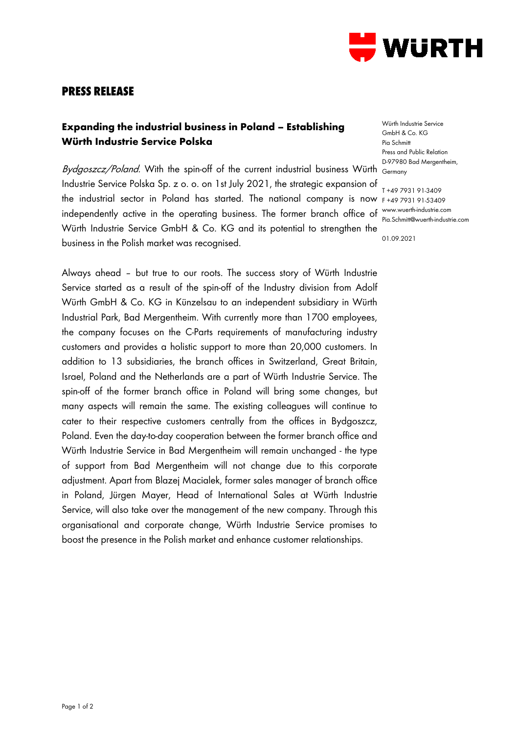# PRESS RELEASE

## Expanding the industrial business in Poland – Establishing Würth Industrie Service Polska

Würth Industrie Service GmbH & Co. KG
Pia Schmitt
Press and Public Relation
D-97980 Bad Mergentheim, Germany

T +49 7931 91-3409
F +49 7931 91-53409
www.wuerth-industrie.com
Pia.Schmitt@wuerth-industrie.com

01.09.2021

*Bydgoszcz/Poland.* With the spin-off of the current industrial business Würth Industrie Service Polska Sp. z o. o. on 1st July 2021, the strategic expansion of the industrial sector in Poland has started. The national company is now independently active in the operating business. The former branch office of Würth Industrie Service GmbH & Co. KG and its potential to strengthen the business in the Polish market was recognised.

Always ahead – but true to our roots. The success story of Würth Industrie Service started as a result of the spin-off of the Industry division from Adolf Würth GmbH & Co. KG in Künzelsau to an independent subsidiary in Würth Industrial Park, Bad Mergentheim. With currently more than 1700 employees, the company focuses on the C-Parts requirements of manufacturing industry customers and provides a holistic support to more than 20,000 customers. In addition to 13 subsidiaries, the branch offices in Switzerland, Great Britain, Israel, Poland and the Netherlands are a part of Würth Industrie Service. The spin-off of the former branch office in Poland will bring some changes, but many aspects will remain the same. The existing colleagues will continue to cater to their respective customers centrally from the offices in Bydgoszcz, Poland. Even the day-to-day cooperation between the former branch office and Würth Industrie Service in Bad Mergentheim will remain unchanged - the type of support from Bad Mergentheim will not change due to this corporate adjustment. Apart from Blazej Macialek, former sales manager of branch office in Poland, Jürgen Mayer, Head of International Sales at Würth Industrie Service, will also take over the management of the new company. Through this organisational and corporate change, Würth Industrie Service promises to boost the presence in the Polish market and enhance customer relationships.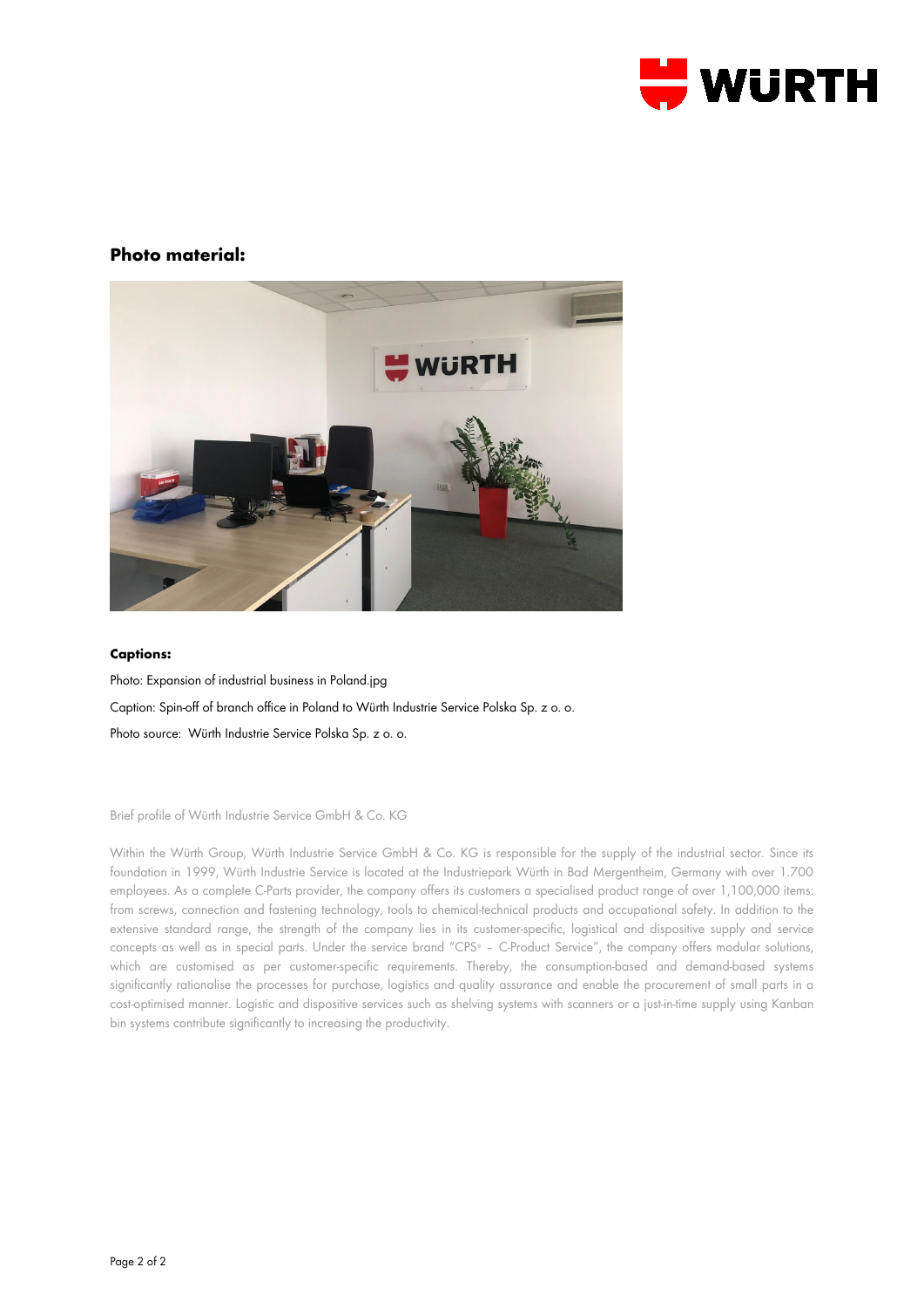## Photo material:

**Captions:**

Photo: Expansion of industrial business in Poland.jpg

Caption: Spin-off of branch office in Poland to Würth Industrie Service Polska Sp. z o. o.

Photo source: Würth Industrie Service Polska Sp. z o. o.

Brief profile of Würth Industrie Service GmbH & Co. KG

Within the Würth Group, Würth Industrie Service GmbH & Co. KG is responsible for the supply of the industrial sector. Since its foundation in 1999, Würth Industrie Service is located at the Industriepark Würth in Bad Mergentheim, Germany with over 1.700 employees. As a complete C-Parts provider, the company offers its customers a specialised product range of over 1,100,000 items: from screws, connection and fastening technology, tools to chemical-technical products and occupational safety. In addition to the extensive standard range, the strength of the company lies in its customer-specific, logistical and dispositive supply and service concepts as well as in special parts. Under the service brand "CPS® – C-Product Service", the company offers modular solutions, which are customised as per customer-specific requirements. Thereby, the consumption-based and demand-based systems significantly rationalise the processes for purchase, logistics and quality assurance and enable the procurement of small parts in a cost-optimised manner. Logistic and dispositive services such as shelving systems with scanners or a just-in-time supply using Kanban bin systems contribute significantly to increasing the productivity.